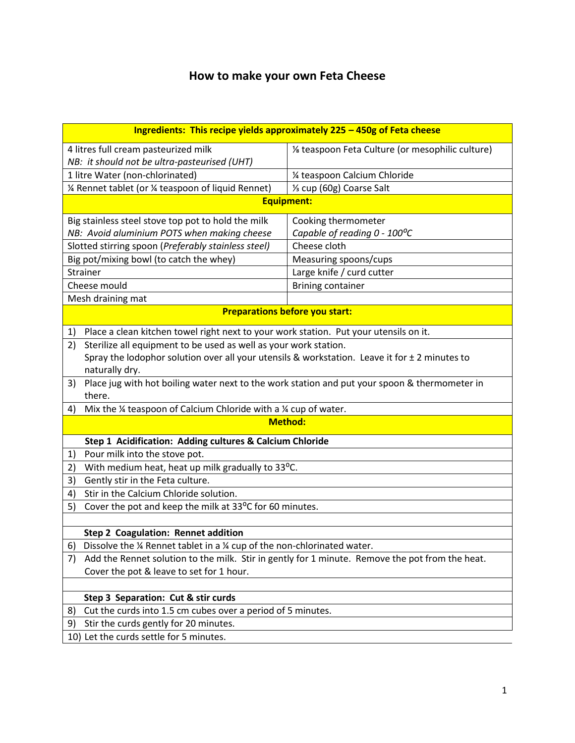# How to make your own Feta Cheese

| Ingredients: This recipe yields approximately 225 – 450g of Feta cheese | |
|---|---|
| 4 litres full cream pasteurized milk<br>*NB: it should not be ultra-pasteurised (UHT)* | ⅛ teaspoon Feta Culture (or mesophilic culture) |
| 1 litre Water (non-chlorinated) | ¼ teaspoon Calcium Chloride |
| ¼ Rennet tablet (or ¼ teaspoon of liquid Rennet) | ⅓ cup (60g) Coarse Salt |
| **Equipment:** | |
| Big stainless steel stove top pot to hold the milk<br>*NB: Avoid aluminium POTS when making cheese* | Cooking thermometer<br>*Capable of reading 0 - 100°C* |
| Slotted stirring spoon (*Preferably stainless steel*) | Cheese cloth |
| Big pot/mixing bowl (to catch the whey) | Measuring spoons/cups |
| Strainer | Large knife / curd cutter |
| Cheese mould | Brining container |
| Mesh draining mat | |

## Preparations before you start:

1) Place a clean kitchen towel right next to your work station. Put your utensils on it.
2) Sterilize all equipment to be used as well as your work station.
   Spray the Iodophor solution over all your utensils & workstation. Leave it for ± 2 minutes to naturally dry.
3) Place jug with hot boiling water next to the work station and put your spoon & thermometer in there.
4) Mix the ¼ teaspoon of Calcium Chloride with a ¼ cup of water.

## Method:

### Step 1 Acidification: Adding cultures & Calcium Chloride

1) Pour milk into the stove pot.
2) With medium heat, heat up milk gradually to 33°C.
3) Gently stir in the Feta culture.
4) Stir in the Calcium Chloride solution.
5) Cover the pot and keep the milk at 33°C for 60 minutes.

### Step 2 Coagulation: Rennet addition

6) Dissolve the ¼ Rennet tablet in a ¼ cup of the non-chlorinated water.
7) Add the Rennet solution to the milk. Stir in gently for 1 minute. Remove the pot from the heat. Cover the pot & leave to set for 1 hour.

### Step 3 Separation: Cut & stir curds

8) Cut the curds into 1.5 cm cubes over a period of 5 minutes.
9) Stir the curds gently for 20 minutes.
10) Let the curds settle for 5 minutes.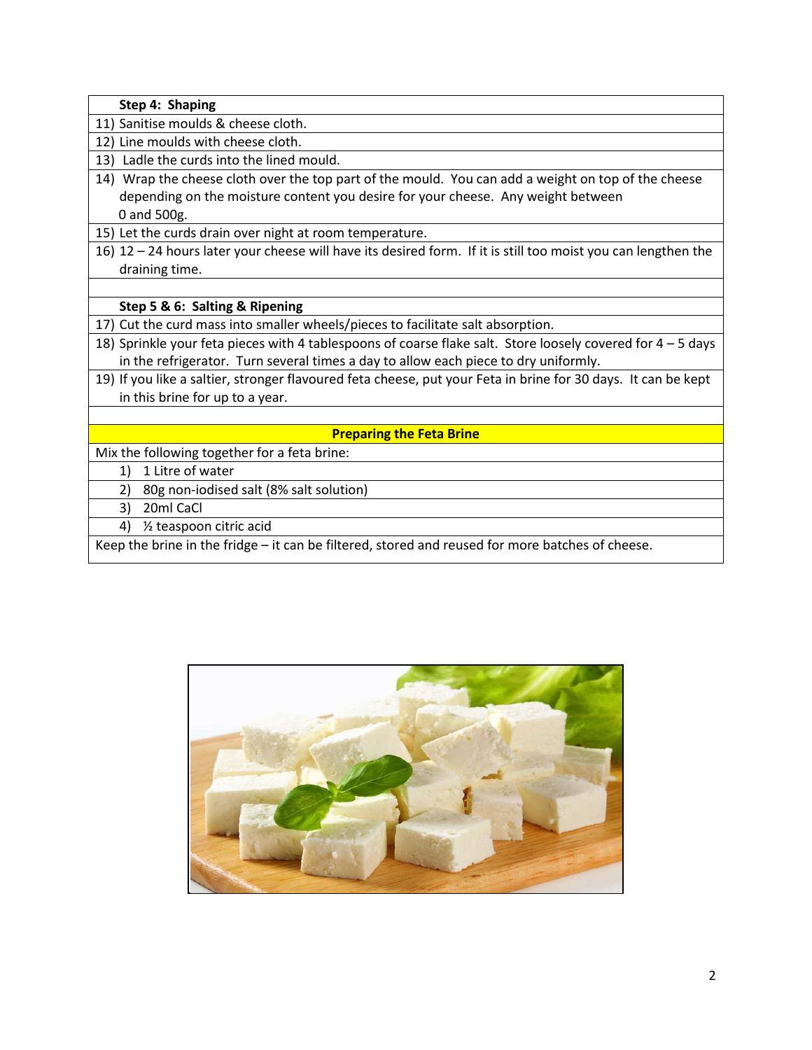| **Step 4: Shaping** |
|---|
| 11) Sanitise moulds & cheese cloth. |
| 12) Line moulds with cheese cloth. |
| 13) Ladle the curds into the lined mould. |
| 14) Wrap the cheese cloth over the top part of the mould. You can add a weight on top of the cheese depending on the moisture content you desire for your cheese. Any weight between 0 and 500g. |
| 15) Let the curds drain over night at room temperature. |
| 16) 12 – 24 hours later your cheese will have its desired form. If it is still too moist you can lengthen the draining time. |
| |
| **Step 5 & 6: Salting & Ripening** |
| 17) Cut the curd mass into smaller wheels/pieces to facilitate salt absorption. |
| 18) Sprinkle your feta pieces with 4 tablespoons of coarse flake salt. Store loosely covered for 4 – 5 days in the refrigerator. Turn several times a day to allow each piece to dry uniformly. |
| 19) If you like a saltier, stronger flavoured feta cheese, put your Feta in brine for 30 days. It can be kept in this brine for up to a year. |
| |
| **Preparing the Feta Brine** |
| Mix the following together for a feta brine: |
| 1) 1 Litre of water |
| 2) 80g non-iodised salt (8% salt solution) |
| 3) 20ml CaCl |
| 4) ½ teaspoon citric acid |
| Keep the brine in the fridge – it can be filtered, stored and reused for more batches of cheese. |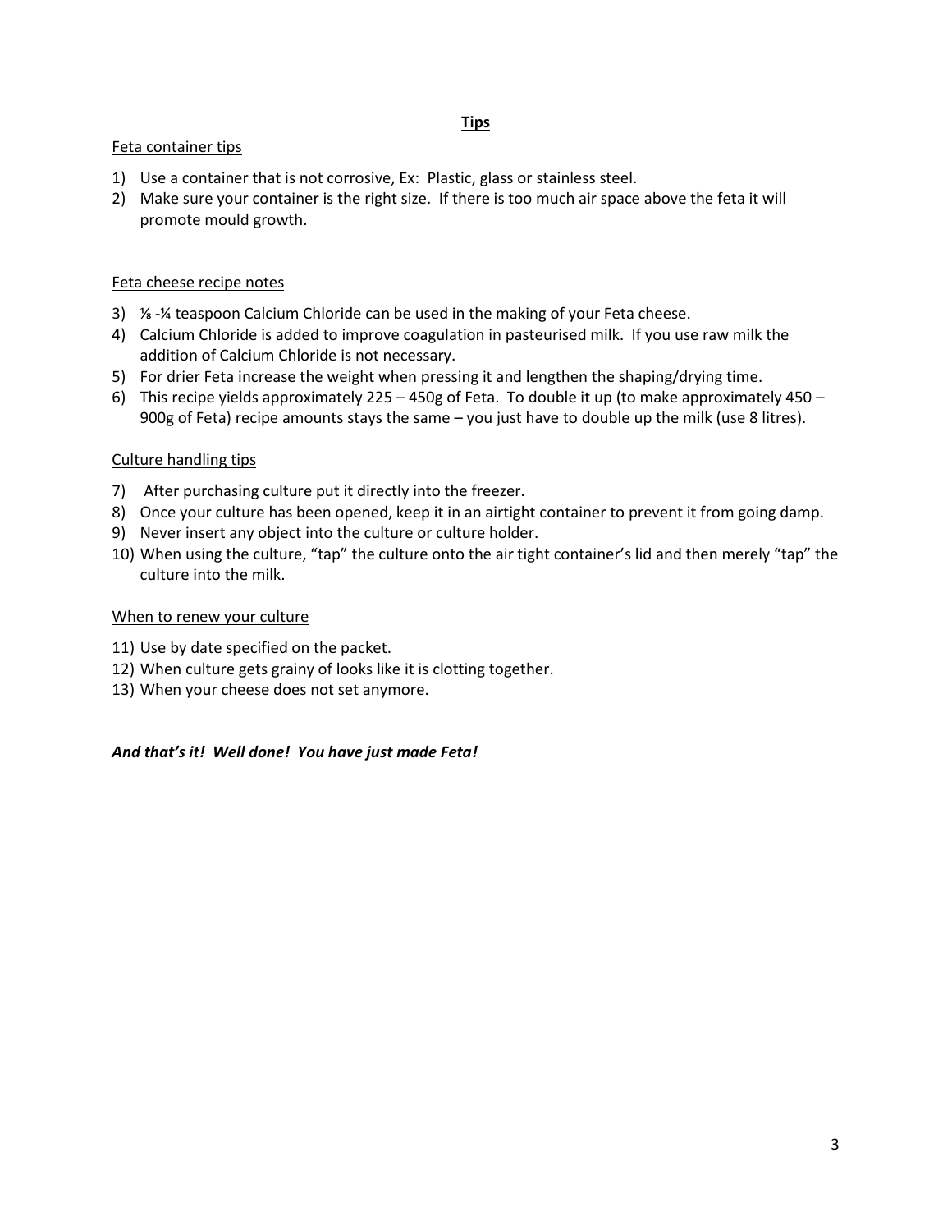## Tips

Feta container tips

1) Use a container that is not corrosive, Ex: Plastic, glass or stainless steel.
2) Make sure your container is the right size. If there is too much air space above the feta it will promote mould growth.

Feta cheese recipe notes

3) ⅛ -¼ teaspoon Calcium Chloride can be used in the making of your Feta cheese.
4) Calcium Chloride is added to improve coagulation in pasteurised milk. If you use raw milk the addition of Calcium Chloride is not necessary.
5) For drier Feta increase the weight when pressing it and lengthen the shaping/drying time.
6) This recipe yields approximately 225 – 450g of Feta. To double it up (to make approximately 450 – 900g of Feta) recipe amounts stays the same – you just have to double up the milk (use 8 litres).

Culture handling tips

7) After purchasing culture put it directly into the freezer.
8) Once your culture has been opened, keep it in an airtight container to prevent it from going damp.
9) Never insert any object into the culture or culture holder.
10) When using the culture, "tap" the culture onto the air tight container's lid and then merely "tap" the culture into the milk.

When to renew your culture

11) Use by date specified on the packet.
12) When culture gets grainy of looks like it is clotting together.
13) When your cheese does not set anymore.

***And that's it! Well done! You have just made Feta!***